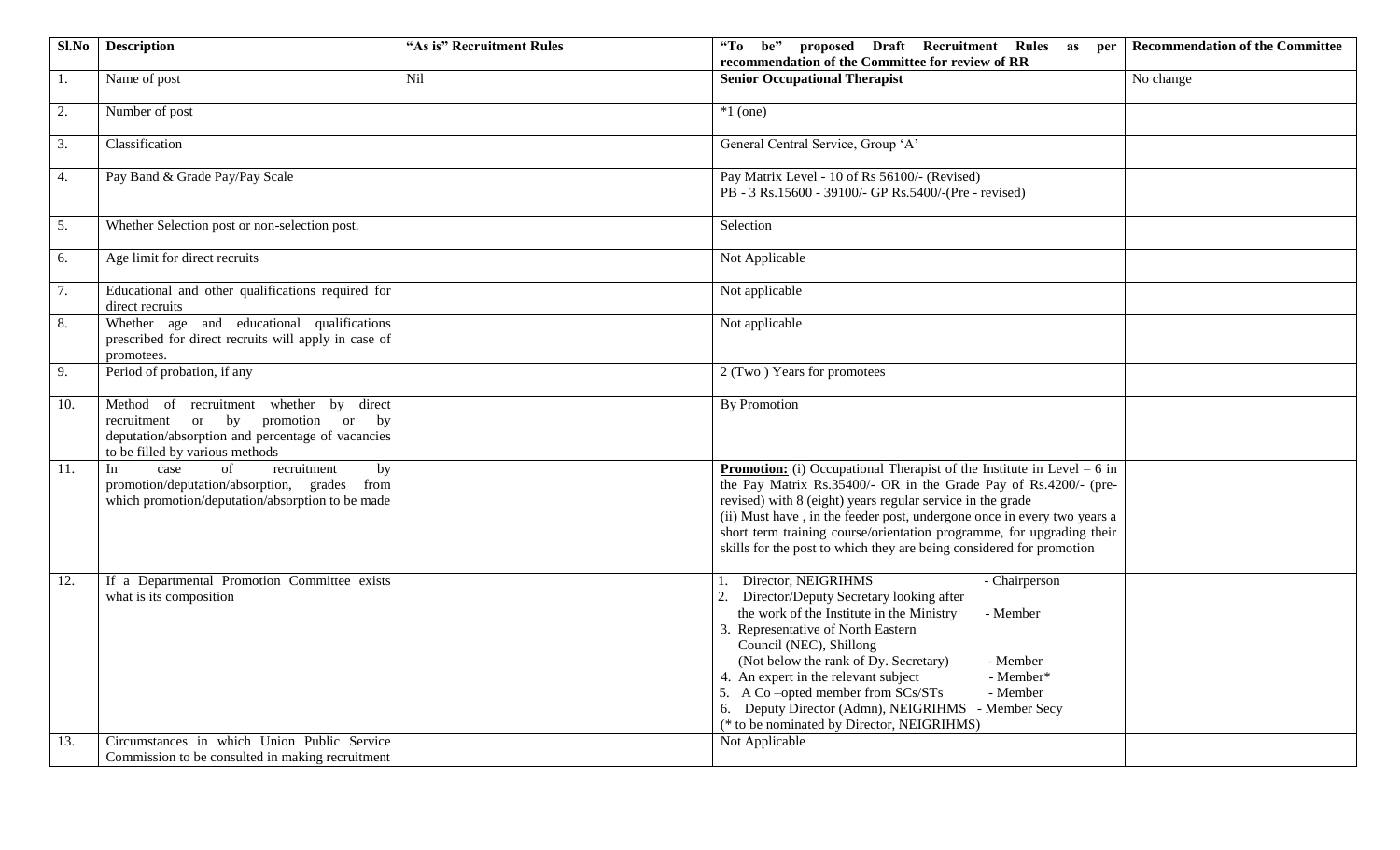| Sl.No | Description | "As is" Recruitment Rules | "To be" proposed Draft Recruitment Rules as per recommendation of the Committee for review of RR | Recommendation of the Committee |
|---|---|---|---|---|
| 1. | Name of post | Nil | **Senior Occupational Therapist** | No change |
| 2. | Number of post | | *1 (one) | |
| 3. | Classification | | General Central Service, Group 'A' | |
| 4. | Pay Band & Grade Pay/Pay Scale | | Pay Matrix Level - 10 of Rs 56100/- (Revised)<br>PB - 3 Rs.15600 - 39100/- GP Rs.5400/-(Pre - revised) | |
| 5. | Whether Selection post or non-selection post. | | Selection | |
| 6. | Age limit for direct recruits | | Not Applicable | |
| 7. | Educational and other qualifications required for direct recruits | | Not applicable | |
| 8. | Whether age and educational qualifications prescribed for direct recruits will apply in case of promotees. | | Not applicable | |
| 9. | Period of probation, if any | | 2 (Two ) Years for promotees | |
| 10. | Method of recruitment whether by direct recruitment or by promotion or by deputation/absorption and percentage of vacancies to be filled by various methods | | By Promotion | |
| 11. | In case of recruitment by promotion/deputation/absorption, grades from which promotion/deputation/absorption to be made | | **Promotion:** (i) Occupational Therapist of the Institute in Level – 6 in the Pay Matrix Rs.35400/- OR in the Grade Pay of Rs.4200/- (pre-revised) with 8 (eight) years regular service in the grade<br>(ii) Must have , in the feeder post, undergone once in every two years a short term training course/orientation programme, for upgrading their skills for the post to which they are being considered for promotion | |
| 12. | If a Departmental Promotion Committee exists what is its composition | | 1. Director, NEIGRIHMS - Chairperson<br>2. Director/Deputy Secretary looking after the work of the Institute in the Ministry - Member<br>3. Representative of North Eastern Council (NEC), Shillong (Not below the rank of Dy. Secretary) - Member<br>4. An expert in the relevant subject - Member*<br>5. A Co –opted member from SCs/STs - Member<br>6. Deputy Director (Admn), NEIGRIHMS - Member Secy<br>(* to be nominated by Director, NEIGRIHMS) | |
| 13. | Circumstances in which Union Public Service Commission to be consulted in making recruitment | | Not Applicable | |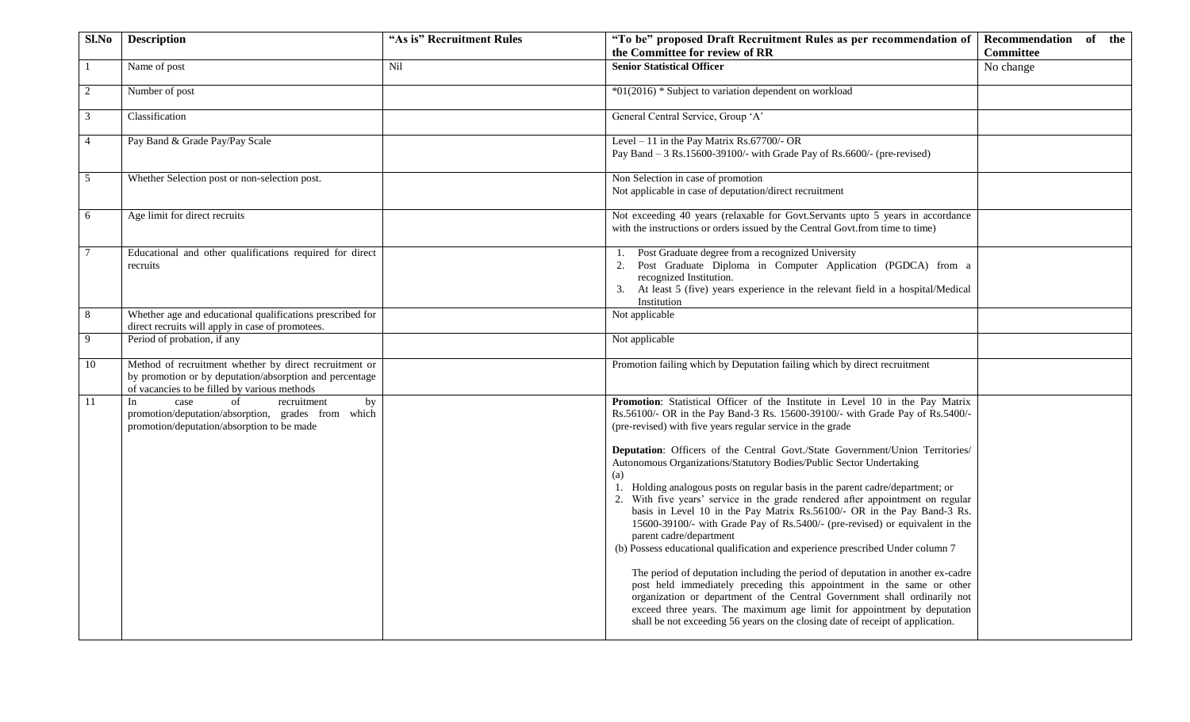| Sl.No | Description | "As is" Recruitment Rules | "To be" proposed Draft Recruitment Rules as per recommendation of the Committee for review of RR | Recommendation of the Committee |
|---|---|---|---|---|
| 1 | Name of post | Nil | **Senior Statistical Officer** | No change |
| 2 | Number of post | | *01(2016) * Subject to variation dependent on workload | |
| 3 | Classification | | General Central Service, Group 'A' | |
| 4 | Pay Band & Grade Pay/Pay Scale | | Level – 11 in the Pay Matrix Rs.67700/- OR<br>Pay Band – 3 Rs.15600-39100/- with Grade Pay of Rs.6600/- (pre-revised) | |
| 5 | Whether Selection post or non-selection post. | | Non Selection in case of promotion<br>Not applicable in case of deputation/direct recruitment | |
| 6 | Age limit for direct recruits | | Not exceeding 40 years (relaxable for Govt.Servants upto 5 years in accordance with the instructions or orders issued by the Central Govt.from time to time) | |
| 7 | Educational and other qualifications required for direct recruits | | 1. Post Graduate degree from a recognized University<br>2. Post Graduate Diploma in Computer Application (PGDCA) from a recognized Institution.<br>3. At least 5 (five) years experience in the relevant field in a hospital/Medical Institution | |
| 8 | Whether age and educational qualifications prescribed for direct recruits will apply in case of promotees. | | Not applicable | |
| 9 | Period of probation, if any | | Not applicable | |
| 10 | Method of recruitment whether by direct recruitment or by promotion or by deputation/absorption and percentage of vacancies to be filled by various methods | | Promotion failing which by Deputation failing which by direct recruitment | |
| 11 | In case of recruitment by promotion/deputation/absorption, grades from which promotion/deputation/absorption to be made | | **Promotion**: Statistical Officer of the Institute in Level 10 in the Pay Matrix Rs.56100/- OR in the Pay Band-3 Rs. 15600-39100/- with Grade Pay of Rs.5400/- (pre-revised) with five years regular service in the grade<br><br>**Deputation**: Officers of the Central Govt./State Government/Union Territories/ Autonomous Organizations/Statutory Bodies/Public Sector Undertaking<br>(a)<br>1. Holding analogous posts on regular basis in the parent cadre/department; or<br>2. With five years' service in the grade rendered after appointment on regular basis in Level 10 in the Pay Matrix Rs.56100/- OR in the Pay Band-3 Rs. 15600-39100/- with Grade Pay of Rs.5400/- (pre-revised) or equivalent in the parent cadre/department<br>(b) Possess educational qualification and experience prescribed Under column 7<br><br>The period of deputation including the period of deputation in another ex-cadre post held immediately preceding this appointment in the same or other organization or department of the Central Government shall ordinarily not exceed three years. The maximum age limit for appointment by deputation shall be not exceeding 56 years on the closing date of receipt of application. | |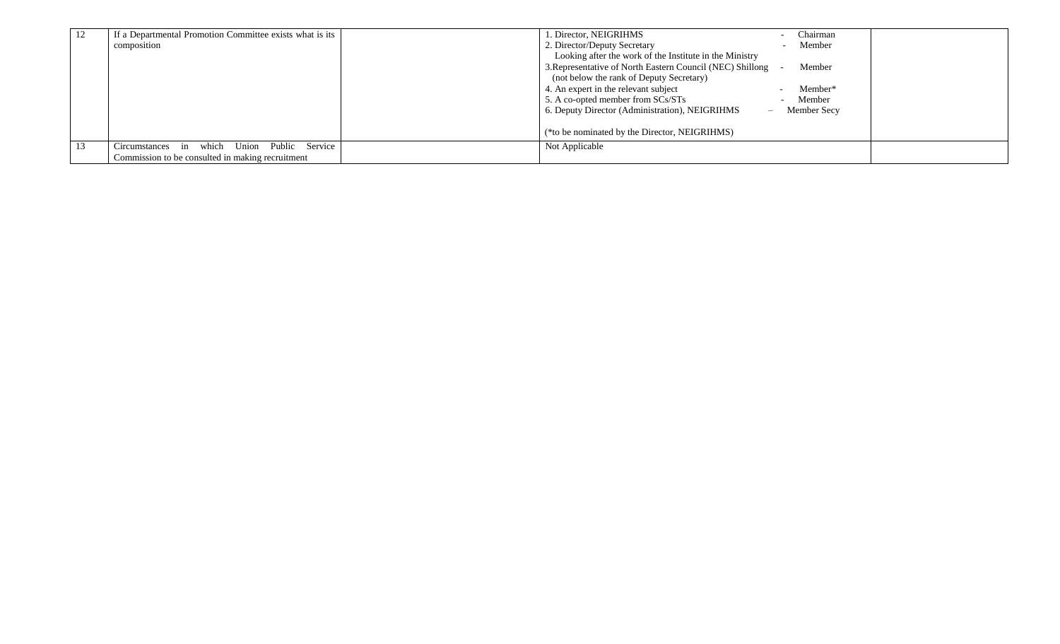| | | | | |
|---|---|---|---|---|
| 12 | If a Departmental Promotion Committee exists what is its composition | | 1. Director, NEIGRIHMS - Chairman<br>2. Director/Deputy Secretary - Member<br>Looking after the work of the Institute in the Ministry<br>3.Representative of North Eastern Council (NEC) Shillong - Member<br>(not below the rank of Deputy Secretary)<br>4. An expert in the relevant subject - Member*<br>5. A co-opted member from SCs/STs - Member<br>6. Deputy Director (Administration), NEIGRIHMS – Member Secy<br><br>(*to be nominated by the Director, NEIGRIHMS) | |
| 13 | Circumstances in which Union Public Service Commission to be consulted in making recruitment | | Not Applicable | |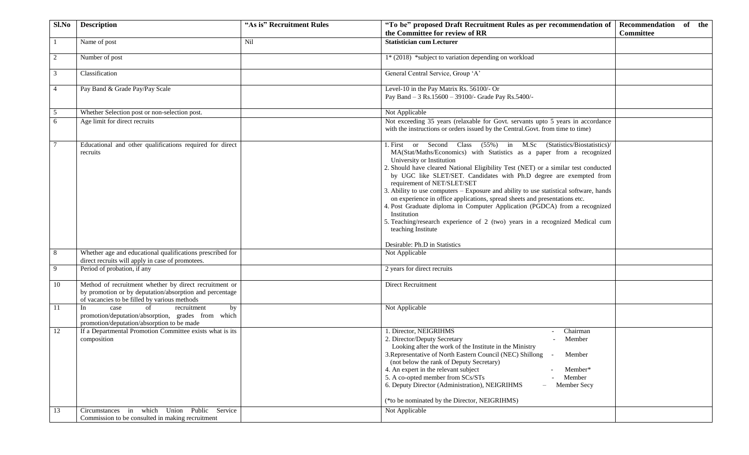| Sl.No | Description | "As is" Recruitment Rules | "To be" proposed Draft Recruitment Rules as per recommendation of the Committee for review of RR | Recommendation of the Committee |
|---|---|---|---|---|
| 1 | Name of post | Nil | **Statistician cum Lecturer** | |
| 2 | Number of post | | 1* (2018) *subject to variation depending on workload | |
| 3 | Classification | | General Central Service, Group 'A' | |
| 4 | Pay Band & Grade Pay/Pay Scale | | Level-10 in the Pay Matrix Rs. 56100/- Or<br>Pay Band – 3 Rs.15600 – 39100/- Grade Pay Rs.5400/- | |
| 5 | Whether Selection post or non-selection post. | | Not Applicable | |
| 6 | Age limit for direct recruits | | Not exceeding 35 years (relaxable for Govt. servants upto 5 years in accordance with the instructions or orders issued by the Central.Govt. from time to time) | |
| 7 | Educational and other qualifications required for direct recruits | | 1. First or Second Class (55%) in M.Sc (Statistics/Biostatistics)/ MA(Stat/Maths/Economics) with Statistics as a paper from a recognized University or Institution<br>2. Should have cleared National Eligibility Test (NET) or a similar test conducted by UGC like SLET/SET. Candidates with Ph.D degree are exempted from requirement of NET/SLET/SET<br>3. Ability to use computers – Exposure and ability to use statistical software, hands on experience in office applications, spread sheets and presentations etc.<br>4. Post Graduate diploma in Computer Application (PGDCA) from a recognized Institution<br>5. Teaching/research experience of 2 (two) years in a recognized Medical cum teaching Institute<br><br>Desirable: Ph.D in Statistics | |
| 8 | Whether age and educational qualifications prescribed for direct recruits will apply in case of promotees. | | Not Applicable | |
| 9 | Period of probation, if any | | 2 years for direct recruits | |
| 10 | Method of recruitment whether by direct recruitment or by promotion or by deputation/absorption and percentage of vacancies to be filled by various methods | | Direct Recruitment | |
| 11 | In case of recruitment by promotion/deputation/absorption, grades from which promotion/deputation/absorption to be made | | Not Applicable | |
| 12 | If a Departmental Promotion Committee exists what is its composition | | 1. Director, NEIGRIHMS - Chairman<br>2. Director/Deputy Secretary - Member<br>Looking after the work of the Institute in the Ministry<br>3.Representative of North Eastern Council (NEC) Shillong - Member<br>(not below the rank of Deputy Secretary)<br>4. An expert in the relevant subject - Member*<br>5. A co-opted member from SCs/STs - Member<br>6. Deputy Director (Administration), NEIGRIHMS – Member Secy<br><br>(*to be nominated by the Director, NEIGRIHMS) | |
| 13 | Circumstances in which Union Public Service Commission to be consulted in making recruitment | | Not Applicable | |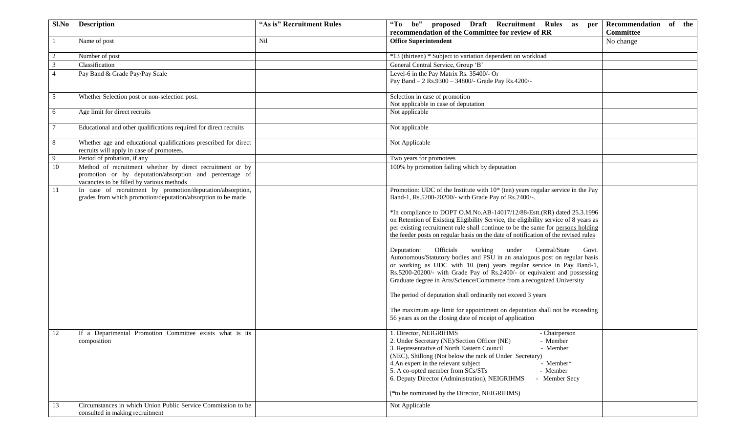| Sl.No | Description | "As is" Recruitment Rules | "To be" proposed Draft Recruitment Rules as per recommendation of the Committee for review of RR | Recommendation of the Committee |
|---|---|---|---|---|
| 1 | Name of post | Nil | **Office Superintendent** | No change |
| 2 | Number of post | | *13 (thirteen) * Subject to variation dependent on workload | |
| 3 | Classification | | General Central Service, Group 'B' | |
| 4 | Pay Band & Grade Pay/Pay Scale | | Level-6 in the Pay Matrix Rs. 35400/- Or<br>Pay Band – 2 Rs.9300 – 34800/- Grade Pay Rs.4200/- | |
| 5 | Whether Selection post or non-selection post. | | Selection in case of promotion<br>Not applicable in case of deputation | |
| 6 | Age limit for direct recruits | | Not applicable | |
| 7 | Educational and other qualifications required for direct recruits | | Not applicable | |
| 8 | Whether age and educational qualifications prescribed for direct recruits will apply in case of promotees. | | Not Applicable | |
| 9 | Period of probation, if any | | Two years for promotees | |
| 10 | Method of recruitment whether by direct recruitment or by promotion or by deputation/absorption and percentage of vacancies to be filled by various methods | | 100% by promotion failing which by deputation | |
| 11 | In case of recruitment by promotion/deputation/absorption, grades from which promotion/deputation/absorption to be made | | Promotion: UDC of the Institute with 10* (ten) years regular service in the Pay Band-1, Rs.5200-20200/- with Grade Pay of Rs.2400/-.<br><br>*In compliance to DOPT O.M.No.AB-14017/12/88-Estt.(RR) dated 25.3.1996 on Retention of Existing Eligibility Service, the eligibility service of 8 years as per existing recruitment rule shall continue to be the same for <u>persons holding the feeder posts on regular basis on the date of notification of the revised rules</u><br><br>Deputation: Officials working under Central/State Govt. Autonomous/Statutory bodies and PSU in an analogous post on regular basis or working as UDC with 10 (ten) years regular service in Pay Band-1, Rs.5200-20200/- with Grade Pay of Rs.2400/- or equivalent and possessing Graduate degree in Arts/Science/Commerce from a recognized University<br><br>The period of deputation shall ordinarily not exceed 3 years<br><br>The maximum age limit for appointment on deputation shall not be exceeding 56 years as on the closing date of receipt of application | |
| 12 | If a Departmental Promotion Committee exists what is its composition | | 1. Director, NEIGRIHMS - Chairperson<br>2. Under Secretary (NE)/Section Officer (NE) - Member<br>3. Representative of North Eastern Council - Member<br>(NEC), Shillong (Not below the rank of Under Secretary)<br>4.An expert in the relevant subject - Member*<br>5. A co-opted member from SCs/STs - Member<br>6. Deputy Director (Administration), NEIGRIHMS - Member Secy<br><br>(*to be nominated by the Director, NEIGRIHMS) | |
| 13 | Circumstances in which Union Public Service Commission to be consulted in making recruitment | | Not Applicable | |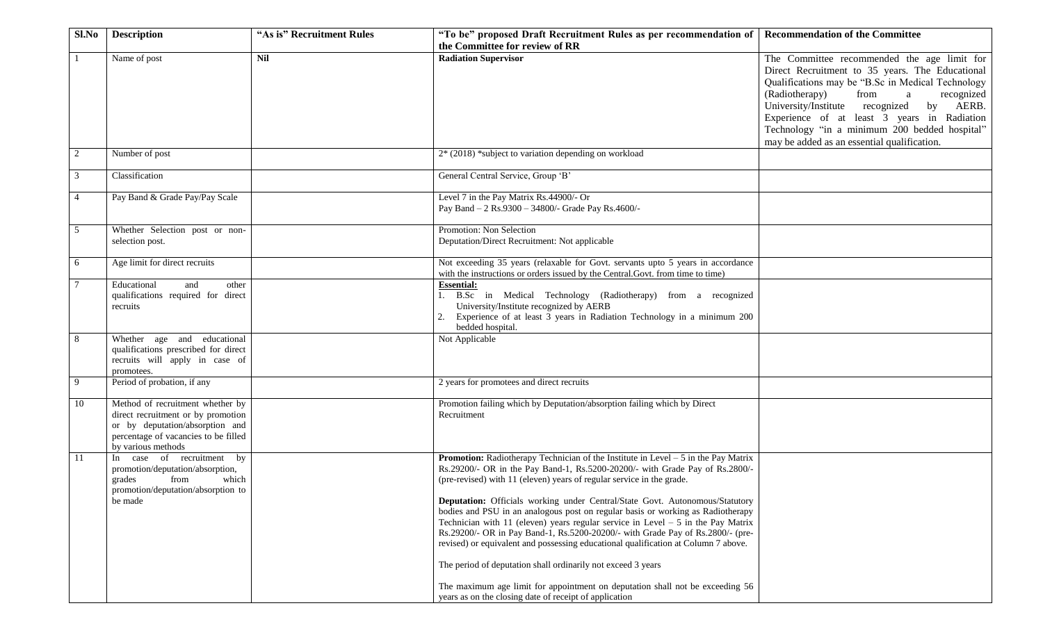| Sl.No | Description | "As is" Recruitment Rules | "To be" proposed Draft Recruitment Rules as per recommendation of the Committee for review of RR | Recommendation of the Committee |
|---|---|---|---|---|
| 1 | Name of post | **Nil** | **Radiation Supervisor** | The Committee recommended the age limit for Direct Recruitment to 35 years. The Educational Qualifications may be "B.Sc in Medical Technology (Radiotherapy) from a recognized University/Institute recognized by AERB. Experience of at least 3 years in Radiation Technology "in a minimum 200 bedded hospital" may be added as an essential qualification. |
| 2 | Number of post | | 2* (2018) *subject to variation depending on workload | |
| 3 | Classification | | General Central Service, Group 'B' | |
| 4 | Pay Band & Grade Pay/Pay Scale | | Level 7 in the Pay Matrix Rs.44900/- Or<br>Pay Band – 2 Rs.9300 – 34800/- Grade Pay Rs.4600/- | |
| 5 | Whether Selection post or non-selection post. | | Promotion: Non Selection<br>Deputation/Direct Recruitment: Not applicable | |
| 6 | Age limit for direct recruits | | Not exceeding 35 years (relaxable for Govt. servants upto 5 years in accordance with the instructions or orders issued by the Central.Govt. from time to time) | |
| 7 | Educational and other qualifications required for direct recruits | | **Essential:**<br>1. B.Sc in Medical Technology (Radiotherapy) from a recognized University/Institute recognized by AERB<br>2. Experience of at least 3 years in Radiation Technology in a minimum 200 bedded hospital. | |
| 8 | Whether age and educational qualifications prescribed for direct recruits will apply in case of promotees. | | Not Applicable | |
| 9 | Period of probation, if any | | 2 years for promotees and direct recruits | |
| 10 | Method of recruitment whether by direct recruitment or by promotion or by deputation/absorption and percentage of vacancies to be filled by various methods | | Promotion failing which by Deputation/absorption failing which by Direct Recruitment | |
| 11 | In case of recruitment by promotion/deputation/absorption, grades from which promotion/deputation/absorption to be made | | **Promotion:** Radiotherapy Technician of the Institute in Level – 5 in the Pay Matrix Rs.29200/- OR in the Pay Band-1, Rs.5200-20200/- with Grade Pay of Rs.2800/- (pre-revised) with 11 (eleven) years of regular service in the grade.<br><br>**Deputation:** Officials working under Central/State Govt. Autonomous/Statutory bodies and PSU in an analogous post on regular basis or working as Radiotherapy Technician with 11 (eleven) years regular service in Level – 5 in the Pay Matrix Rs.29200/- OR in Pay Band-1, Rs.5200-20200/- with Grade Pay of Rs.2800/- (pre-revised) or equivalent and possessing educational qualification at Column 7 above.<br><br>The period of deputation shall ordinarily not exceed 3 years<br><br>The maximum age limit for appointment on deputation shall not be exceeding 56 years as on the closing date of receipt of application | |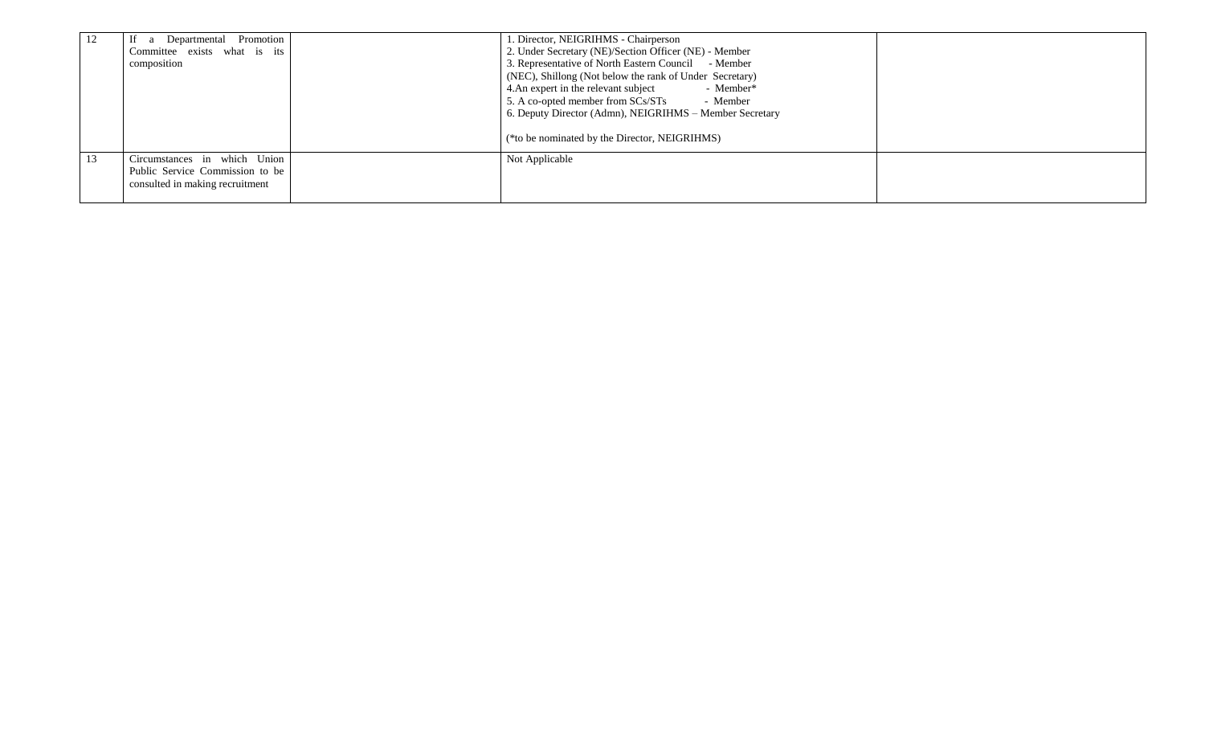| | | | | |
|---|---|---|---|---|
| 12 | If a Departmental Promotion Committee exists what is its composition | | 1. Director, NEIGRIHMS - Chairperson<br>2. Under Secretary (NE)/Section Officer (NE) - Member<br>3. Representative of North Eastern Council - Member<br>(NEC), Shillong (Not below the rank of Under Secretary)<br>4.An expert in the relevant subject - Member*<br>5. A co-opted member from SCs/STs - Member<br>6. Deputy Director (Admn), NEIGRIHMS – Member Secretary<br><br>(*to be nominated by the Director, NEIGRIHMS) | |
| 13 | Circumstances in which Union Public Service Commission to be consulted in making recruitment | | Not Applicable | |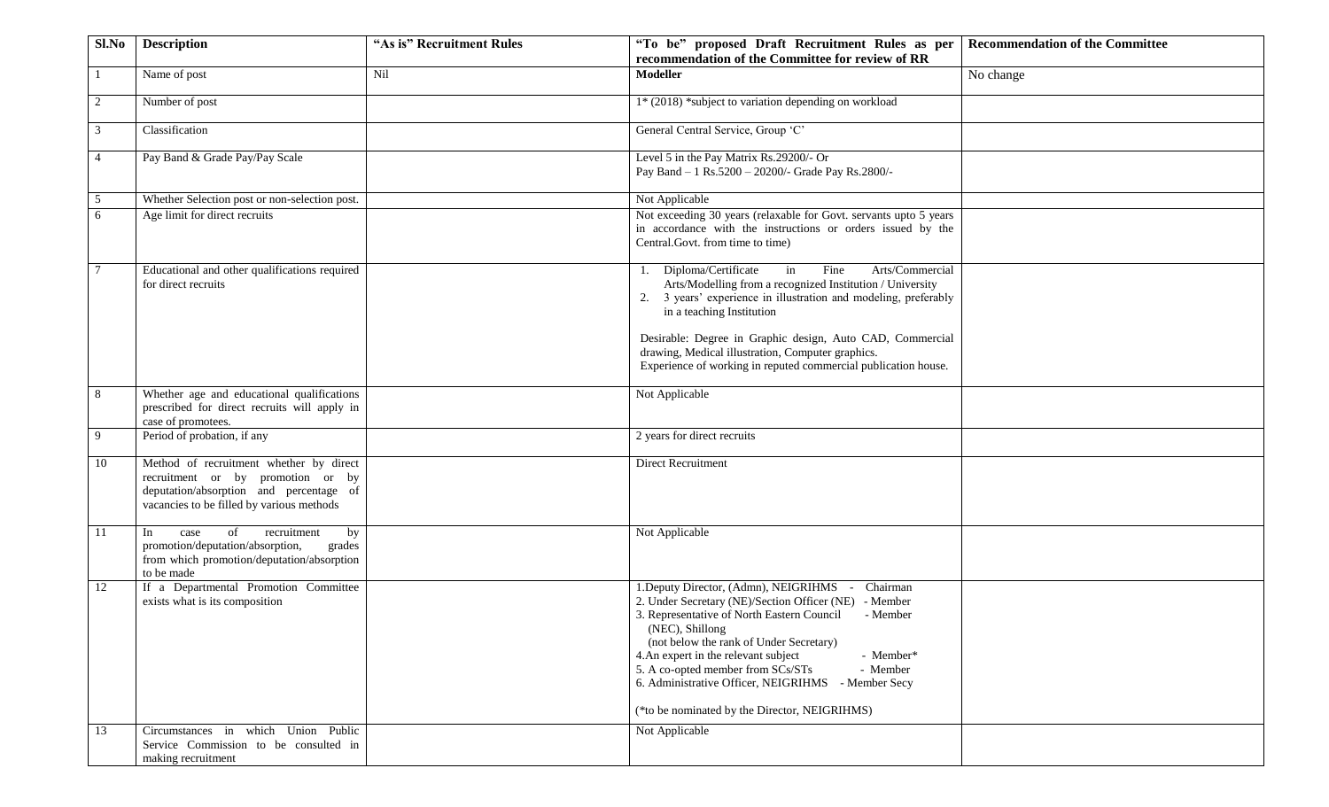| Sl.No | Description | "As is" Recruitment Rules | "To be" proposed Draft Recruitment Rules as per recommendation of the Committee for review of RR | Recommendation of the Committee |
|---|---|---|---|---|
| 1 | Name of post | Nil | **Modeller** | No change |
| 2 | Number of post | | 1* (2018) *subject to variation depending on workload | |
| 3 | Classification | | General Central Service, Group 'C' | |
| 4 | Pay Band & Grade Pay/Pay Scale | | Level 5 in the Pay Matrix Rs.29200/- Or<br>Pay Band – 1 Rs.5200 – 20200/- Grade Pay Rs.2800/- | |
| 5 | Whether Selection post or non-selection post. | | Not Applicable | |
| 6 | Age limit for direct recruits | | Not exceeding 30 years (relaxable for Govt. servants upto 5 years in accordance with the instructions or orders issued by the Central.Govt. from time to time) | |
| 7 | Educational and other qualifications required for direct recruits | | 1. Diploma/Certificate in Fine Arts/Commercial Arts/Modelling from a recognized Institution / University<br>2. 3 years' experience in illustration and modeling, preferably in a teaching Institution<br><br>Desirable: Degree in Graphic design, Auto CAD, Commercial drawing, Medical illustration, Computer graphics.<br>Experience of working in reputed commercial publication house. | |
| 8 | Whether age and educational qualifications prescribed for direct recruits will apply in case of promotees. | | Not Applicable | |
| 9 | Period of probation, if any | | 2 years for direct recruits | |
| 10 | Method of recruitment whether by direct recruitment or by promotion or by deputation/absorption and percentage of vacancies to be filled by various methods | | Direct Recruitment | |
| 11 | In case of recruitment by promotion/deputation/absorption, grades from which promotion/deputation/absorption to be made | | Not Applicable | |
| 12 | If a Departmental Promotion Committee exists what is its composition | | 1.Deputy Director, (Admn), NEIGRIHMS - Chairman<br>2. Under Secretary (NE)/Section Officer (NE) - Member<br>3. Representative of North Eastern Council - Member (NEC), Shillong (not below the rank of Under Secretary)<br>4.An expert in the relevant subject - Member*<br>5. A co-opted member from SCs/STs - Member<br>6. Administrative Officer, NEIGRIHMS - Member Secy<br><br>(*to be nominated by the Director, NEIGRIHMS) | |
| 13 | Circumstances in which Union Public Service Commission to be consulted in making recruitment | | Not Applicable | |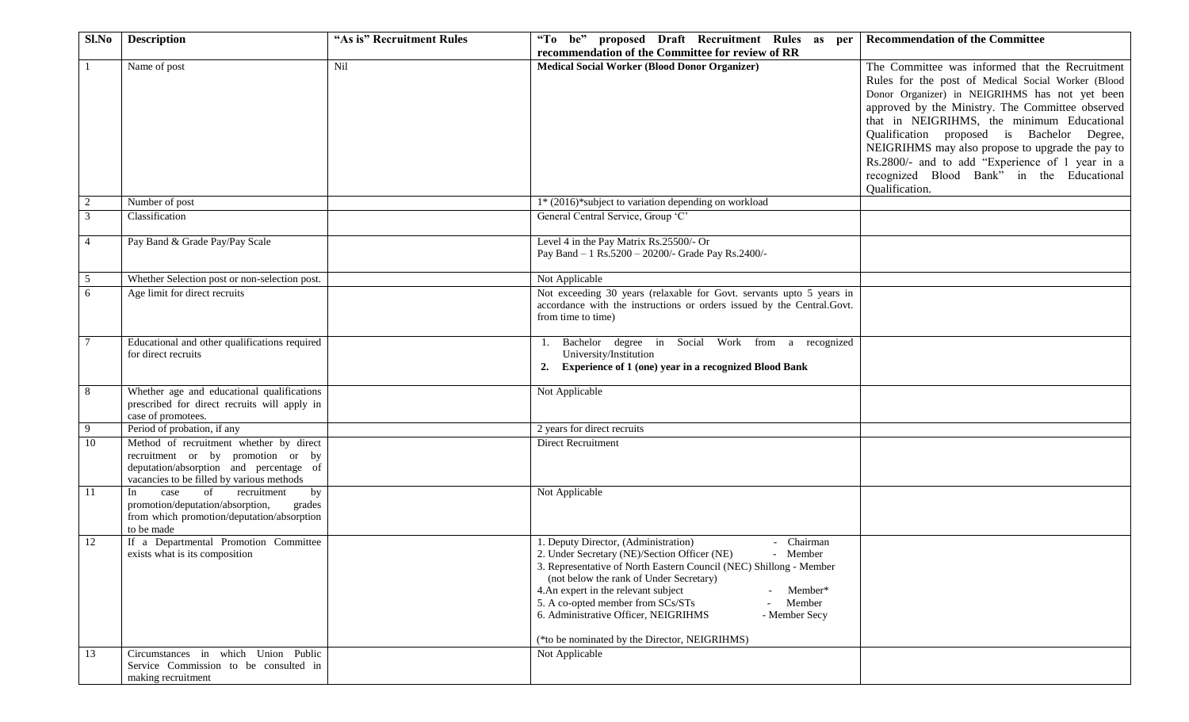| Sl.No | Description | "As is" Recruitment Rules | "To be" proposed Draft Recruitment Rules as per recommendation of the Committee for review of RR | Recommendation of the Committee |
|---|---|---|---|---|
| 1 | Name of post | Nil | **Medical Social Worker (Blood Donor Organizer)** | The Committee was informed that the Recruitment Rules for the post of Medical Social Worker (Blood Donor Organizer) in NEIGRIHMS has not yet been approved by the Ministry. The Committee observed that in NEIGRIHMS, the minimum Educational Qualification proposed is Bachelor Degree, NEIGRIHMS may also propose to upgrade the pay to Rs.2800/- and to add "Experience of 1 year in a recognized Blood Bank" in the Educational Qualification. |
| 2 | Number of post | | 1* (2016)*subject to variation depending on workload | |
| 3 | Classification | | General Central Service, Group 'C' | |
| 4 | Pay Band & Grade Pay/Pay Scale | | Level 4 in the Pay Matrix Rs.25500/- Or<br>Pay Band – 1 Rs.5200 – 20200/- Grade Pay Rs.2400/- | |
| 5 | Whether Selection post or non-selection post. | | Not Applicable | |
| 6 | Age limit for direct recruits | | Not exceeding 30 years (relaxable for Govt. servants upto 5 years in accordance with the instructions or orders issued by the Central.Govt. from time to time) | |
| 7 | Educational and other qualifications required for direct recruits | | 1. Bachelor degree in Social Work from a recognized University/Institution<br>**2. Experience of 1 (one) year in a recognized Blood Bank** | |
| 8 | Whether age and educational qualifications prescribed for direct recruits will apply in case of promotees. | | Not Applicable | |
| 9 | Period of probation, if any | | 2 years for direct recruits | |
| 10 | Method of recruitment whether by direct recruitment or by promotion or by deputation/absorption and percentage of vacancies to be filled by various methods | | Direct Recruitment | |
| 11 | In case of recruitment by promotion/deputation/absorption, grades from which promotion/deputation/absorption to be made | | Not Applicable | |
| 12 | If a Departmental Promotion Committee exists what is its composition | | 1. Deputy Director, (Administration) - Chairman<br>2. Under Secretary (NE)/Section Officer (NE) - Member<br>3. Representative of North Eastern Council (NEC) Shillong - Member (not below the rank of Under Secretary)<br>4. An expert in the relevant subject - Member*<br>5. A co-opted member from SCs/STs - Member<br>6. Administrative Officer, NEIGRIHMS - Member Secy<br><br>(*to be nominated by the Director, NEIGRIHMS) | |
| 13 | Circumstances in which Union Public Service Commission to be consulted in making recruitment | | Not Applicable | |